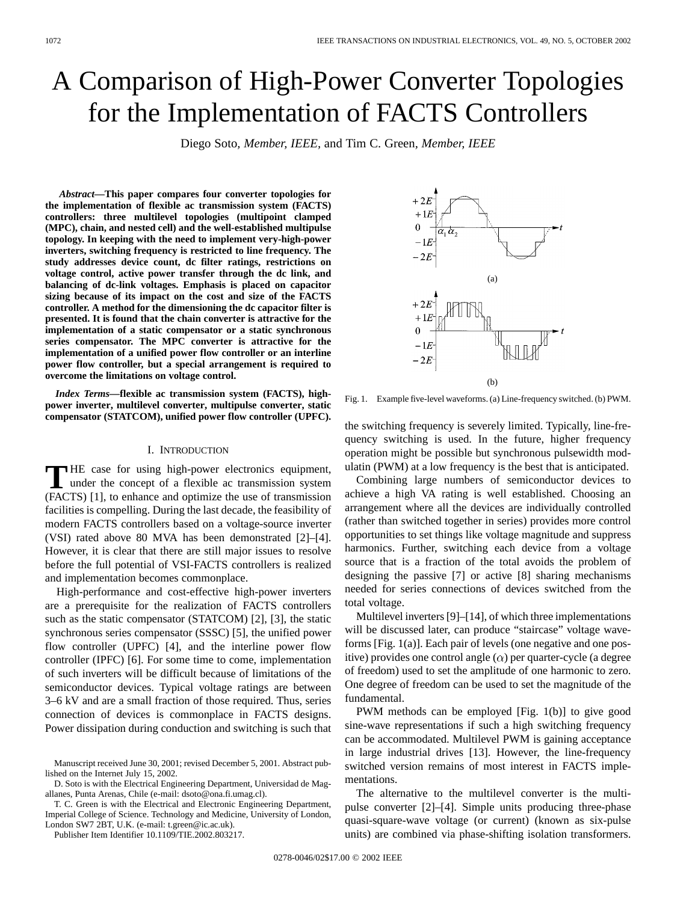# A Comparison of High-Power Converter Topologies for the Implementation of FACTS Controllers

Diego Soto, *Member, IEEE*, and Tim C. Green, *Member, IEEE*

***Abstract*—This paper compares four converter topologies for the implementation of flexible ac transmission system (FACTS) controllers: three multilevel topologies (multipoint clamped (MPC), chain, and nested cell) and the well-established multipulse topology. In keeping with the need to implement very-high-power inverters, switching frequency is restricted to line frequency. The study addresses device count, dc filter ratings, restrictions on voltage control, active power transfer through the dc link, and balancing of dc-link voltages. Emphasis is placed on capacitor sizing because of its impact on the cost and size of the FACTS controller. A method for the dimensioning the dc capacitor filter is presented. It is found that the chain converter is attractive for the implementation of a static compensator or a static synchronous series compensator. The MPC converter is attractive for the implementation of a unified power flow controller or an interline power flow controller, but a special arrangement is required to overcome the limitations on voltage control.**

***Index Terms*—flexible ac transmission system (FACTS), high-power inverter, multilevel converter, multipulse converter, static compensator (STATCOM), unified power flow controller (UPFC).**

## I. Introduction

The case for using high-power electronics equipment, under the concept of a flexible ac transmission system (FACTS) [1], to enhance and optimize the use of transmission facilities is compelling. During the last decade, the feasibility of modern FACTS controllers based on a voltage-source inverter (VSI) rated above 80 MVA has been demonstrated [2]–[4]. However, it is clear that there are still major issues to resolve before the full potential of VSI-FACTS controllers is realized and implementation becomes commonplace.

High-performance and cost-effective high-power inverters are a prerequisite for the realization of FACTS controllers such as the static compensator (STATCOM) [2], [3], the static synchronous series compensator (SSSC) [5], the unified power flow controller (UPFC) [4], and the interline power flow controller (IPFC) [6]. For some time to come, implementation of such inverters will be difficult because of limitations of the semiconductor devices. Typical voltage ratings are between 3–6 kV and are a small fraction of those required. Thus, series connection of devices is commonplace in FACTS designs. Power dissipation during conduction and switching is such that the switching frequency is severely limited. Typically, line-frequency switching is used. In the future, higher frequency operation might be possible but synchronous pulsewidth modulatin (PWM) at a low frequency is the best that is anticipated.

Fig. 1. Example five-level waveforms. (a) Line-frequency switched. (b) PWM.

Combining large numbers of semiconductor devices to achieve a high VA rating is well established. Choosing an arrangement where all the devices are individually controlled (rather than switched together in series) provides more control opportunities to set things like voltage magnitude and suppress harmonics. Further, switching each device from a voltage source that is a fraction of the total avoids the problem of designing the passive [7] or active [8] sharing mechanisms needed for series connections of devices switched from the total voltage.

Multilevel inverters [9]–[14], of which three implementations will be discussed later, can produce "staircase" voltage waveforms [Fig. 1(a)]. Each pair of levels (one negative and one positive) provides one control angle ($\alpha$) per quarter-cycle (a degree of freedom) used to set the amplitude of one harmonic to zero. One degree of freedom can be used to set the magnitude of the fundamental.

PWM methods can be employed [Fig. 1(b)] to give good sine-wave representations if such a high switching frequency can be accommodated. Multilevel PWM is gaining acceptance in large industrial drives [13]. However, the line-frequency switched version remains of most interest in FACTS implementations.

The alternative to the multilevel converter is the multipulse converter [2]–[4]. Simple units producing three-phase quasi-square-wave voltage (or current) (known as six-pulse units) are combined via phase-shifting isolation transformers.

Manuscript received June 30, 2001; revised December 5, 2001. Abstract published on the Internet July 15, 2002.

D. Soto is with the Electrical Engineering Department, Universidad de Magallanes, Punta Arenas, Chile (e-mail: dsoto@ona.fi.umag.cl).

T. C. Green is with the Electrical and Electronic Engineering Department, Imperial College of Science. Technology and Medicine, University of London, London SW7 2BT, U.K. (e-mail: t.green@ic.ac.uk).

Publisher Item Identifier 10.1109/TIE.2002.803217.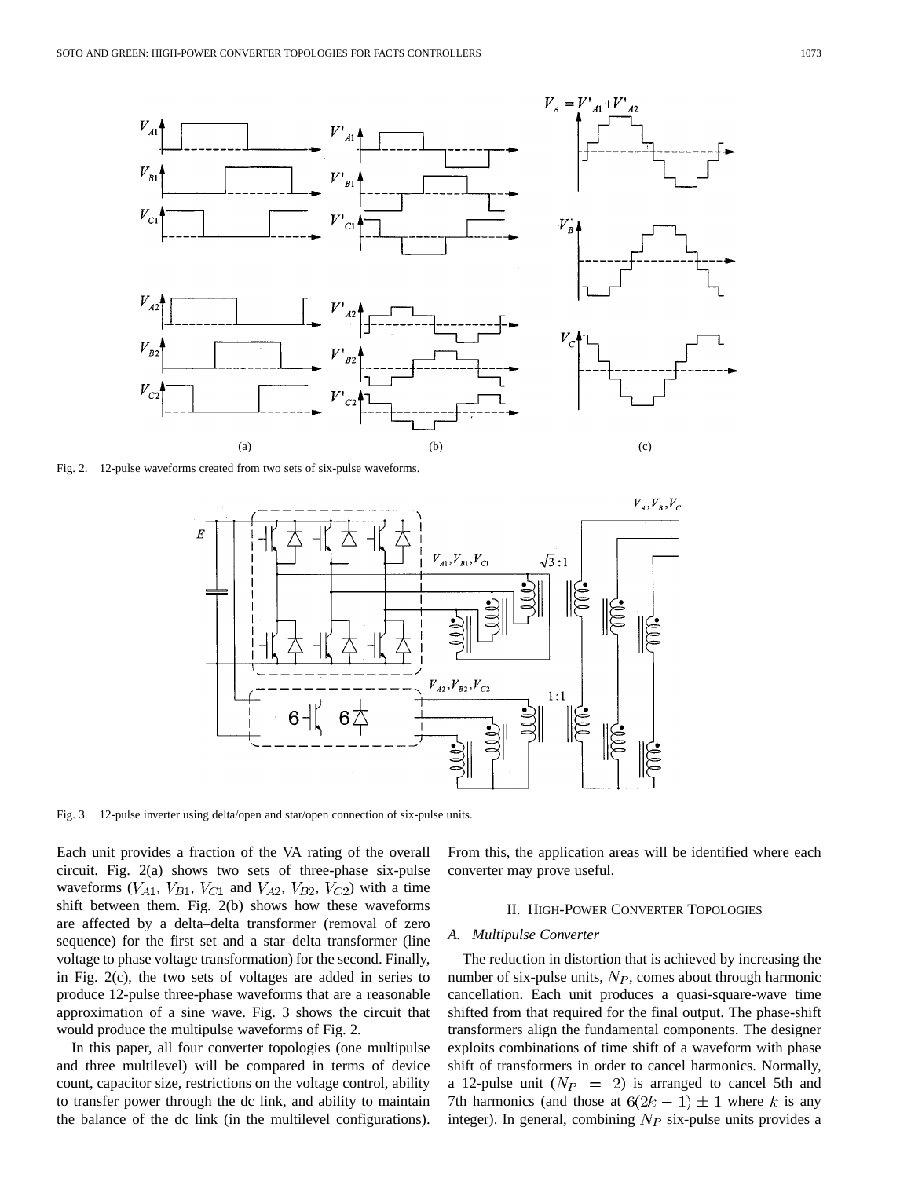Fig. 2. 12-pulse waveforms created from two sets of six-pulse waveforms.

Fig. 3. 12-pulse inverter using delta/open and star/open connection of six-pulse units.

Each unit provides a fraction of the VA rating of the overall circuit. Fig. 2(a) shows two sets of three-phase six-pulse waveforms ($V_{A1}$, $V_{B1}$, $V_{C1}$ and $V_{A2}$, $V_{B2}$, $V_{C2}$) with a time shift between them. Fig. 2(b) shows how these waveforms are affected by a delta–delta transformer (removal of zero sequence) for the first set and a star–delta transformer (line voltage to phase voltage transformation) for the second. Finally, in Fig. 2(c), the two sets of voltages are added in series to produce 12-pulse three-phase waveforms that are a reasonable approximation of a sine wave. Fig. 3 shows the circuit that would produce the multipulse waveforms of Fig. 2.

In this paper, all four converter topologies (one multipulse and three multilevel) will be compared in terms of device count, capacitor size, restrictions on the voltage control, ability to transfer power through the dc link, and ability to maintain the balance of the dc link (in the multilevel configurations). From this, the application areas will be identified where each converter may prove useful.

## II. High-Power Converter Topologies

### A. Multipulse Converter

The reduction in distortion that is achieved by increasing the number of six-pulse units, $N_P$, comes about through harmonic cancellation. Each unit produces a quasi-square-wave time shifted from that required for the final output. The phase-shift transformers align the fundamental components. The designer exploits combinations of time shift of a waveform with phase shift of transformers in order to cancel harmonics. Normally, a 12-pulse unit ($N_P = 2$) is arranged to cancel 5th and 7th harmonics (and those at $6(2k-1) \pm 1$ where $k$ is any integer). In general, combining $N_P$ six-pulse units provides a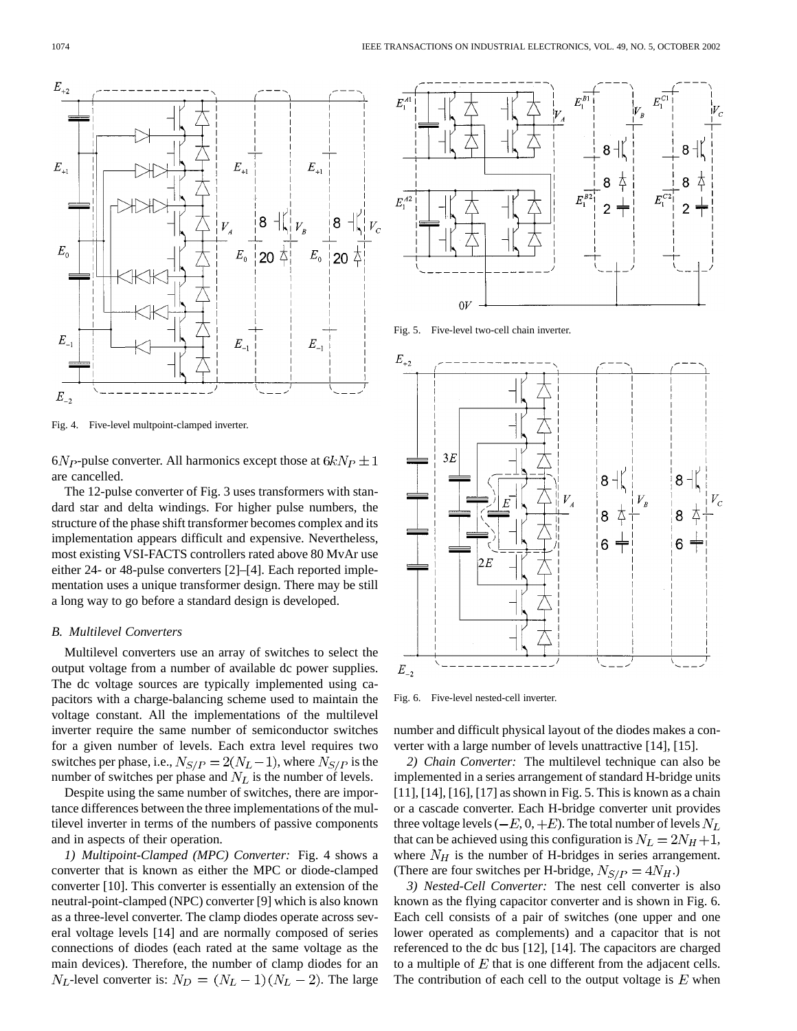Fig. 4. Five-level multipoint-clamped inverter.

Fig. 5. Five-level two-cell chain inverter.

Fig. 6. Five-level nested-cell inverter.

$6N_P$-pulse converter. All harmonics except those at $6kN_P \pm 1$ are cancelled.

The 12-pulse converter of Fig. 3 uses transformers with standard star and delta windings. For higher pulse numbers, the structure of the phase shift transformer becomes complex and its implementation appears difficult and expensive. Nevertheless, most existing VSI-FACTS controllers rated above 80 MvAr use either 24- or 48-pulse converters [2]–[4]. Each reported implementation uses a unique transformer design. There may be still a long way to go before a standard design is developed.

### *B. Multilevel Converters*

Multilevel converters use an array of switches to select the output voltage from a number of available dc power supplies. The dc voltage sources are typically implemented using capacitors with a charge-balancing scheme used to maintain the voltage constant. All the implementations of the multilevel inverter require the same number of semiconductor switches for a given number of levels. Each extra level requires two switches per phase, i.e., $N_{S/P} = 2(N_L - 1)$, where $N_{S/P}$ is the number of switches per phase and $N_L$ is the number of levels.

Despite using the same number of switches, there are importance differences between the three implementations of the multilevel inverter in terms of the numbers of passive components and in aspects of their operation.

*1) Multipoint-Clamped (MPC) Converter:* Fig. 4 shows a converter that is known as either the MPC or diode-clamped converter [10]. This converter is essentially an extension of the neutral-point-clamped (NPC) converter [9] which is also known as a three-level converter. The clamp diodes operate across several voltage levels [14] and are normally composed of series connections of diodes (each rated at the same voltage as the main devices). Therefore, the number of clamp diodes for an $N_L$-level converter is: $N_D = (N_L - 1)(N_L - 2)$. The large number and difficult physical layout of the diodes makes a converter with a large number of levels unattractive [14], [15].

*2) Chain Converter:* The multilevel technique can also be implemented in a series arrangement of standard H-bridge units [11], [14], [16], [17] as shown in Fig. 5. This is known as a chain or a cascade converter. Each H-bridge converter unit provides three voltage levels ($-E, 0, +E$). The total number of levels $N_L$ that can be achieved using this configuration is $N_L = 2N_H + 1$, where $N_H$ is the number of H-bridges in series arrangement. (There are four switches per H-bridge, $N_{S/P} = 4N_H$.)

*3) Nested-Cell Converter:* The nest cell converter is also known as the flying capacitor converter and is shown in Fig. 6. Each cell consists of a pair of switches (one upper and one lower operated as complements) and a capacitor that is not referenced to the dc bus [12], [14]. The capacitors are charged to a multiple of $E$ that is one different from the adjacent cells. The contribution of each cell to the output voltage is $E$ when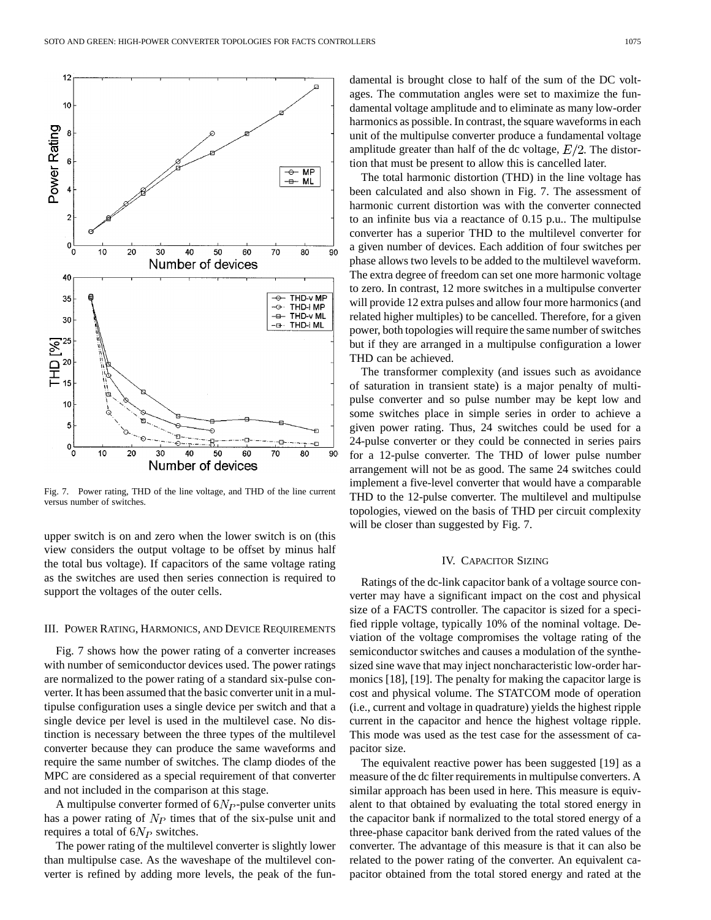Fig. 7. Power rating, THD of the line voltage, and THD of the line current versus number of switches.

upper switch is on and zero when the lower switch is on (this view considers the output voltage to be offset by minus half the total bus voltage). If capacitors of the same voltage rating as the switches are used then series connection is required to support the voltages of the outer cells.

## III. Power Rating, Harmonics, and Device Requirements

Fig. 7 shows how the power rating of a converter increases with number of semiconductor devices used. The power ratings are normalized to the power rating of a standard six-pulse converter. It has been assumed that the basic converter unit in a multipulse configuration uses a single device per switch and that a single device per level is used in the multilevel case. No distinction is necessary between the three types of the multilevel converter because they can produce the same waveforms and require the same number of switches. The clamp diodes of the MPC are considered as a special requirement of that converter and not included in the comparison at this stage.

A multipulse converter formed of $6N_P$-pulse converter units has a power rating of $N_P$ times that of the six-pulse unit and requires a total of $6N_P$ switches.

The power rating of the multilevel converter is slightly lower than multipulse case. As the waveshape of the multilevel converter is refined by adding more levels, the peak of the fundamental is brought close to half of the sum of the DC voltages. The commutation angles were set to maximize the fundamental voltage amplitude and to eliminate as many low-order harmonics as possible. In contrast, the square waveforms in each unit of the multipulse converter produce a fundamental voltage amplitude greater than half of the dc voltage, $E/2$. The distortion that must be present to allow this is cancelled later.

The total harmonic distortion (THD) in the line voltage has been calculated and also shown in Fig. 7. The assessment of harmonic current distortion was with the converter connected to an infinite bus via a reactance of 0.15 p.u.. The multipulse converter has a superior THD to the multilevel converter for a given number of devices. Each addition of four switches per phase allows two levels to be added to the multilevel waveform. The extra degree of freedom can set one more harmonic voltage to zero. In contrast, 12 more switches in a multipulse converter will provide 12 extra pulses and allow four more harmonics (and related higher multiples) to be cancelled. Therefore, for a given power, both topologies will require the same number of switches but if they are arranged in a multipulse configuration a lower THD can be achieved.

The transformer complexity (and issues such as avoidance of saturation in transient state) is a major penalty of multipulse converter and so pulse number may be kept low and some switches place in simple series in order to achieve a given power rating. Thus, 24 switches could be used for a 24-pulse converter or they could be connected in series pairs for a 12-pulse converter. The THD of lower pulse number arrangement will not be as good. The same 24 switches could implement a five-level converter that would have a comparable THD to the 12-pulse converter. The multilevel and multipulse topologies, viewed on the basis of THD per circuit complexity will be closer than suggested by Fig. 7.

## IV. Capacitor Sizing

Ratings of the dc-link capacitor bank of a voltage source converter may have a significant impact on the cost and physical size of a FACTS controller. The capacitor is sized for a specified ripple voltage, typically 10% of the nominal voltage. Deviation of the voltage compromises the voltage rating of the semiconductor switches and causes a modulation of the synthesized sine wave that may inject noncharacteristic low-order harmonics [18], [19]. The penalty for making the capacitor large is cost and physical volume. The STATCOM mode of operation (i.e., current and voltage in quadrature) yields the highest ripple current in the capacitor and hence the highest voltage ripple. This mode was used as the test case for the assessment of capacitor size.

The equivalent reactive power has been suggested [19] as a measure of the dc filter requirements in multipulse converters. A similar approach has been used in here. This measure is equivalent to that obtained by evaluating the total stored energy in the capacitor bank if normalized to the total stored energy of a three-phase capacitor bank derived from the rated values of the converter. The advantage of this measure is that it can also be related to the power rating of the converter. An equivalent capacitor obtained from the total stored energy and rated at the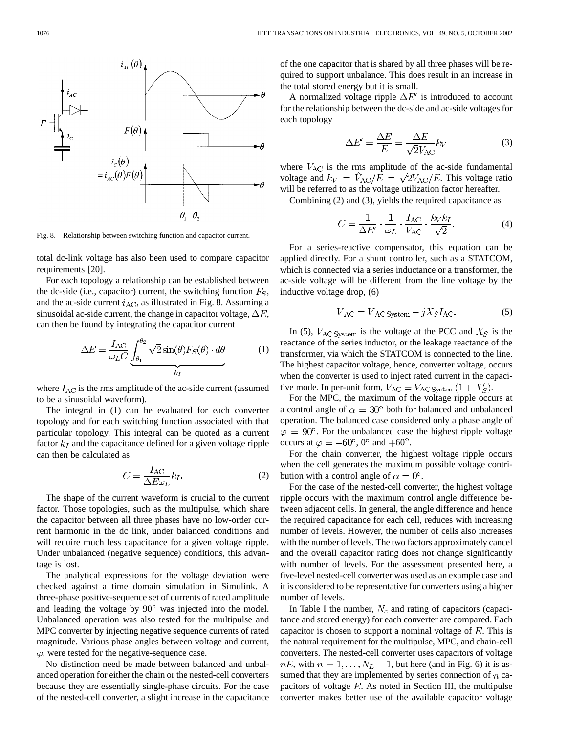Fig. 8. Relationship between switching function and capacitor current.

total dc-link voltage has also been used to compare capacitor requirements [20].

For each topology a relationship can be established between the dc-side (i.e., capacitor) current, the switching function $F_S$, and the ac-side current $i_{\mathrm{AC}}$, as illustrated in Fig. 8. Assuming a sinusoidal ac-side current, the change in capacitor voltage, $\Delta E$, can then be found by integrating the capacitor current

$$\Delta E = \frac{I_{\mathrm{AC}}}{\omega_L C} \underbrace{\int_{\theta_1}^{\theta_2} \sqrt{2} \sin(\theta) F_S(\theta) \cdot d\theta}_{k_I} \tag{1}$$

where $I_{\mathrm{AC}}$ is the rms amplitude of the ac-side current (assumed to be a sinusoidal waveform).

The integral in (1) can be evaluated for each converter topology and for each switching function associated with that particular topology. This integral can be quoted as a current factor $k_I$ and the capacitance defined for a given voltage ripple can then be calculated as

$$C = \frac{I_{\mathrm{AC}}}{\Delta E \omega_L} k_I. \tag{2}$$

The shape of the current waveform is crucial to the current factor. Those topologies, such as the multipulse, which share the capacitor between all three phases have no low-order current harmonic in the dc link, under balanced conditions and will require much less capacitance for a given voltage ripple. Under unbalanced (negative sequence) conditions, this advantage is lost.

The analytical expressions for the voltage deviation were checked against a time domain simulation in Simulink. A three-phase positive-sequence set of currents of rated amplitude and leading the voltage by 90° was injected into the model. Unbalanced operation was also tested for the multipulse and MPC converter by injecting negative sequence currents of rated magnitude. Various phase angles between voltage and current, $\varphi$, were tested for the negative-sequence case.

No distinction need be made between balanced and unbalanced operation for either the chain or the nested-cell converters because they are essentially single-phase circuits. For the case of the nested-cell converter, a slight increase in the capacitance of the one capacitor that is shared by all three phases will be required to support unbalance. This does result in an increase in the total stored energy but it is small.

A normalized voltage ripple $\Delta E'$ is introduced to account for the relationship between the dc-side and ac-side voltages for each topology

$$\Delta E' = \frac{\Delta E}{E} = \frac{\Delta E}{\sqrt{2} V_{\mathrm{AC}}} k_V \tag{3}$$

where $V_{\mathrm{AC}}$ is the rms amplitude of the ac-side fundamental voltage and $k_V = \hat{V}_{\mathrm{AC}}/E = \sqrt{2} V_{\mathrm{AC}}/E$. This voltage ratio will be referred to as the voltage utilization factor hereafter.

Combining (2) and (3), yields the required capacitance as

$$C = \frac{1}{\Delta E'} \cdot \frac{1}{\omega_L} \cdot \frac{I_{\mathrm{AC}}}{V_{\mathrm{AC}}} \cdot \frac{k_V k_I}{\sqrt{2}}. \tag{4}$$

For a series-reactive compensator, this equation can be applied directly. For a shunt controller, such as a STATCOM, which is connected via a series inductance or a transformer, the ac-side voltage will be different from the line voltage by the inductive voltage drop, (6)

$$\overline{V}_{\mathrm{AC}} = \overline{V}_{\mathrm{AC\,System}} - j X_S I_{\mathrm{AC}}. \tag{5}$$

In (5), $V_{\mathrm{AC\,System}}$ is the voltage at the PCC and $X_S$ is the reactance of the series inductor, or the leakage reactance of the transformer, via which the STATCOM is connected to the line. The highest capacitor voltage, hence, converter voltage, occurs when the converter is used to inject rated current in the capacitive mode. In per-unit form, $V_{\mathrm{AC}} = V_{\mathrm{AC\,System}}(1 + X'_S)$.

For the MPC, the maximum of the voltage ripple occurs at a control angle of $\alpha = 30°$ both for balanced and unbalanced operation. The balanced case considered only a phase angle of $\varphi = 90°$. For the unbalanced case the highest ripple voltage occurs at $\varphi = -60°$, $0°$ and $+60°$.

For the chain converter, the highest voltage ripple occurs when the cell generates the maximum possible voltage contribution with a control angle of $\alpha = 0°$.

For the case of the nested-cell converter, the highest voltage ripple occurs with the maximum control angle difference between adjacent cells. In general, the angle difference and hence the required capacitance for each cell, reduces with increasing number of levels. However, the number of cells also increases with the number of levels. The two factors approximately cancel and the overall capacitor rating does not change significantly with number of levels. For the assessment presented here, a five-level nested-cell converter was used as an example case and it is considered to be representative for converters using a higher number of levels.

In Table I the number, $N_c$ and rating of capacitors (capacitance and stored energy) for each converter are compared. Each capacitor is chosen to support a nominal voltage of $E$. This is the natural requirement for the multipulse, MPC, and chain-cell converters. The nested-cell converter uses capacitors of voltage $nE$, with $n = 1, \ldots, N_L - 1$, but here (and in Fig. 6) it is assumed that they are implemented by series connection of $n$ capacitors of voltage $E$. As noted in Section III, the multipulse converter makes better use of the available capacitor voltage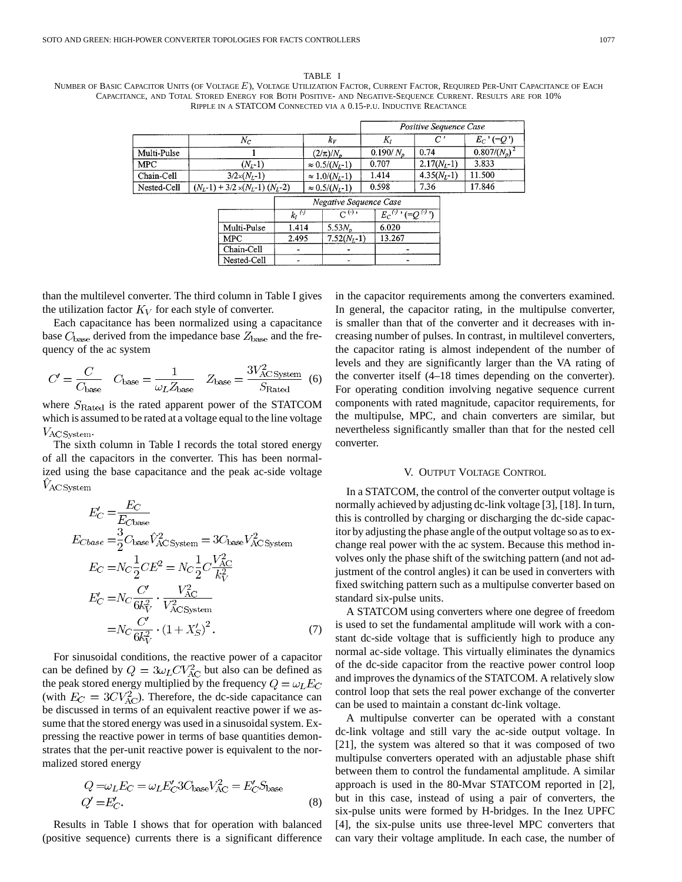TABLE I
NUMBER OF BASIC CAPACITOR UNITS (OF VOLTAGE $E$), VOLTAGE UTILIZATION FACTOR, CURRENT FACTOR, REQUIRED PER-UNIT CAPACITANCE OF EACH CAPACITANCE, AND TOTAL STORED ENERGY FOR BOTH POSITIVE- AND NEGATIVE-SEQUENCE CURRENT. RESULTS ARE FOR 10% RIPPLE IN A STATCOM CONNECTED VIA A 0.15-P.U. INDUCTIVE REACTANCE

| | $N_C$ | $k_V$ | Positive Sequence Case | | |
|---|---|---|---|---|---|
| | | | $K_I$ | $C'$ | $E_C{}'$ $(=Q')$ |
| Multi-Pulse | 1 | $(2/\pi)/N_p$ | $0.190/N_p$ | 0.74 | $0.807/(N_p)^2$ |
| MPC | $(N_L-1)$ | $\approx 0.5/(N_L-1)$ | 0.707 | $2.17(N_L-1)$ | 3.833 |
| Chain-Cell | $3/2\times(N_L-1)$ | $\approx 1.0/(N_L-1)$ | 1.414 | $4.35(N_L-1)$ | 11.500 |
| Nested-Cell | $(N_L-1) + 3/2\times(N_L-1)(N_L-2)$ | $\approx 0.5/(N_L-1)$ | 0.598 | 7.36 | 17.846 |

| | Negative Sequence Case | | |
|---|---|---|---|
| | $k_I{}^{(-)}$ | $C^{(-)}{}'$ | $E_C{}^{(-)}{}'$ $(=Q^{(-)}{}')$ |
| Multi-Pulse | 1.414 | $5.53N_p$ | 6.020 |
| MPC | 2.495 | $7.52(N_L-1)$ | 13.267 |
| Chain-Cell | - | - | - |
| Nested-Cell | - | - | - |

than the multilevel converter. The third column in Table I gives the utilization factor $K_V$ for each style of converter.

Each capacitance has been normalized using a capacitance base $C_{\text{base}}$ derived from the impedance base $Z_{\text{base}}$ and the frequency of the ac system

$$C' = \frac{C}{C_{\text{base}}} \quad C_{\text{base}} = \frac{1}{\omega_L Z_{\text{base}}} \quad Z_{\text{base}} = \frac{3V_{\text{AC System}}^2}{S_{\text{Rated}}} \quad (6)$$

where $S_{\text{Rated}}$ is the rated apparent power of the STATCOM which is assumed to be rated at a voltage equal to the line voltage $V_{\text{AC System}}$.

The sixth column in Table I records the total stored energy of all the capacitors in the converter. This has been normalized using the base capacitance and the peak ac-side voltage $\hat{V}_{\text{AC System}}$

$$\begin{aligned}
E_C' &= \frac{E_C}{E_{C\text{base}}} \\
E_{Cbase} &= \frac{3}{2} C_{\text{base}} \hat{V}_{\text{AC System}}^2 = 3C_{\text{base}} V_{\text{AC System}}^2 \\
E_C &= N_C \frac{1}{2} C E^2 = N_C \frac{1}{2} C \frac{V_{\text{AC}}^2}{k_V^2} \\
E_C' &= N_C \frac{C'}{6k_V^2} \cdot \frac{V_{\text{AC}}^2}{V_{\text{ACSystem}}^2} \\
&= N_C \frac{C'}{6k_V^2} \cdot (1 + X_S')^2.
\end{aligned} \quad (7)$$

For sinusoidal conditions, the reactive power of a capacitor can be defined by $Q = 3\omega_L C V_{\text{AC}}^2$ but also can be defined as the peak stored energy multiplied by the frequency $Q = \omega_L E_C$ (with $E_C = 3CV_{\text{AC}}^2$). Therefore, the dc-side capacitance can be discussed in terms of an equivalent reactive power if we assume that the stored energy was used in a sinusoidal system. Expressing the reactive power in terms of base quantities demonstrates that the per-unit reactive power is equivalent to the normalized stored energy

$$\begin{aligned}
Q &= \omega_L E_C = \omega_L E_C' 3C_{\text{base}} V_{\text{AC}}^2 = E_C' S_{\text{base}} \\
Q' &= E_C'.
\end{aligned} \quad (8)$$

Results in Table I shows that for operation with balanced (positive sequence) currents there is a significant difference in the capacitor requirements among the converters examined. In general, the capacitor rating, in the multipulse converter, is smaller than that of the converter and it decreases with increasing number of pulses. In contrast, in multilevel converters, the capacitor rating is almost independent of the number of levels and they are significantly larger than the VA rating of the converter itself (4–18 times depending on the converter). For operating condition involving negative sequence current components with rated magnitude, capacitor requirements, for the multipulse, MPC, and chain converters are similar, but nevertheless significantly smaller than that for the nested cell converter.

## V. OUTPUT VOLTAGE CONTROL

In a STATCOM, the control of the converter output voltage is normally achieved by adjusting dc-link voltage [3], [18]. In turn, this is controlled by charging or discharging the dc-side capacitor by adjusting the phase angle of the output voltage so as to exchange real power with the ac system. Because this method involves only the phase shift of the switching pattern (and not adjustment of the control angles) it can be used in converters with fixed switching pattern such as a multipulse converter based on standard six-pulse units.

A STATCOM using converters where one degree of freedom is used to set the fundamental amplitude will work with a constant dc-side voltage that is sufficiently high to produce any normal ac-side voltage. This virtually eliminates the dynamics of the dc-side capacitor from the reactive power control loop and improves the dynamics of the STATCOM. A relatively slow control loop that sets the real power exchange of the converter can be used to maintain a constant dc-link voltage.

A multipulse converter can be operated with a constant dc-link voltage and still vary the ac-side output voltage. In [21], the system was altered so that it was composed of two multipulse converters operated with an adjustable phase shift between them to control the fundamental amplitude. A similar approach is used in the 80-Mvar STATCOM reported in [2], but in this case, instead of using a pair of converters, the six-pulse units were formed by H-bridges. In the Inez UPFC [4], the six-pulse units use three-level MPC converters that can vary their voltage amplitude. In each case, the number of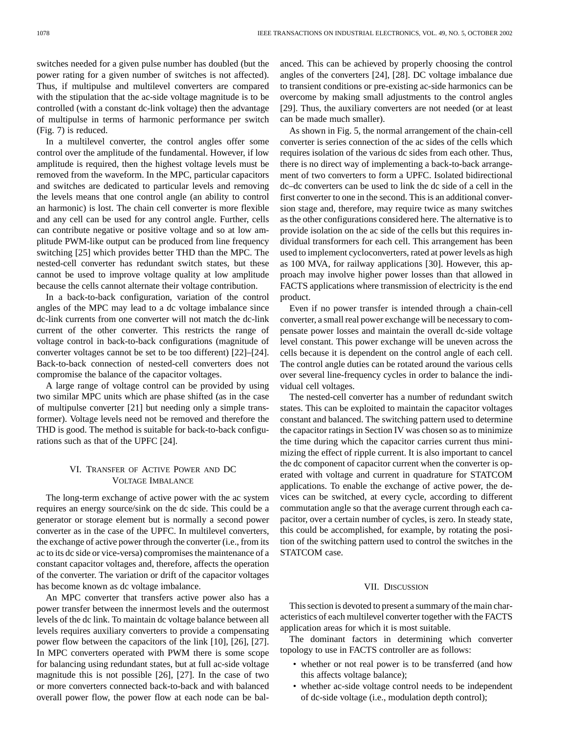switches needed for a given pulse number has doubled (but the power rating for a given number of switches is not affected). Thus, if multipulse and multilevel converters are compared with the stipulation that the ac-side voltage magnitude is to be controlled (with a constant dc-link voltage) then the advantage of multipulse in terms of harmonic performance per switch (Fig. 7) is reduced.

In a multilevel converter, the control angles offer some control over the amplitude of the fundamental. However, if low amplitude is required, then the highest voltage levels must be removed from the waveform. In the MPC, particular capacitors and switches are dedicated to particular levels and removing the levels means that one control angle (an ability to control an harmonic) is lost. The chain cell converter is more flexible and any cell can be used for any control angle. Further, cells can contribute negative or positive voltage and so at low amplitude PWM-like output can be produced from line frequency switching [25] which provides better THD than the MPC. The nested-cell converter has redundant switch states, but these cannot be used to improve voltage quality at low amplitude because the cells cannot alternate their voltage contribution.

In a back-to-back configuration, variation of the control angles of the MPC may lead to a dc voltage imbalance since dc-link currents from one converter will not match the dc-link current of the other converter. This restricts the range of voltage control in back-to-back configurations (magnitude of converter voltages cannot be set to be too different) [22]–[24]. Back-to-back connection of nested-cell converters does not compromise the balance of the capacitor voltages.

A large range of voltage control can be provided by using two similar MPC units which are phase shifted (as in the case of multipulse converter [21] but needing only a simple transformer). Voltage levels need not be removed and therefore the THD is good. The method is suitable for back-to-back configurations such as that of the UPFC [24].

## VI. Transfer of Active Power and DC Voltage Imbalance

The long-term exchange of active power with the ac system requires an energy source/sink on the dc side. This could be a generator or storage element but is normally a second power converter as in the case of the UPFC. In multilevel converters, the exchange of active power through the converter (i.e., from its ac to its dc side or vice-versa) compromises the maintenance of a constant capacitor voltages and, therefore, affects the operation of the converter. The variation or drift of the capacitor voltages has become known as dc voltage imbalance.

An MPC converter that transfers active power also has a power transfer between the innermost levels and the outermost levels of the dc link. To maintain dc voltage balance between all levels requires auxiliary converters to provide a compensating power flow between the capacitors of the link [10], [26], [27]. In MPC converters operated with PWM there is some scope for balancing using redundant states, but at full ac-side voltage magnitude this is not possible [26], [27]. In the case of two or more converters connected back-to-back and with balanced overall power flow, the power flow at each node can be balanced. This can be achieved by properly choosing the control angles of the converters [24], [28]. DC voltage imbalance due to transient conditions or pre-existing ac-side harmonics can be overcome by making small adjustments to the control angles [29]. Thus, the auxiliary converters are not needed (or at least can be made much smaller).

As shown in Fig. 5, the normal arrangement of the chain-cell converter is series connection of the ac sides of the cells which requires isolation of the various dc sides from each other. Thus, there is no direct way of implementing a back-to-back arrangement of two converters to form a UPFC. Isolated bidirectional dc–dc converters can be used to link the dc side of a cell in the first converter to one in the second. This is an additional conversion stage and, therefore, may require twice as many switches as the other configurations considered here. The alternative is to provide isolation on the ac side of the cells but this requires individual transformers for each cell. This arrangement has been used to implement cycloconverters, rated at power levels as high as 100 MVA, for railway applications [30]. However, this approach may involve higher power losses than that allowed in FACTS applications where transmission of electricity is the end product.

Even if no power transfer is intended through a chain-cell converter, a small real power exchange will be necessary to compensate power losses and maintain the overall dc-side voltage level constant. This power exchange will be uneven across the cells because it is dependent on the control angle of each cell. The control angle duties can be rotated around the various cells over several line-frequency cycles in order to balance the individual cell voltages.

The nested-cell converter has a number of redundant switch states. This can be exploited to maintain the capacitor voltages constant and balanced. The switching pattern used to determine the capacitor ratings in Section IV was chosen so as to minimize the time during which the capacitor carries current thus minimizing the effect of ripple current. It is also important to cancel the dc component of capacitor current when the converter is operated with voltage and current in quadrature for STATCOM applications. To enable the exchange of active power, the devices can be switched, at every cycle, according to different commutation angle so that the average current through each capacitor, over a certain number of cycles, is zero. In steady state, this could be accomplished, for example, by rotating the position of the switching pattern used to control the switches in the STATCOM case.

## VII. Discussion

This section is devoted to present a summary of the main characteristics of each multilevel converter together with the FACTS application areas for which it is most suitable.

The dominant factors in determining which converter topology to use in FACTS controller are as follows:

- whether or not real power is to be transferred (and how this affects voltage balance);
- whether ac-side voltage control needs to be independent of dc-side voltage (i.e., modulation depth control);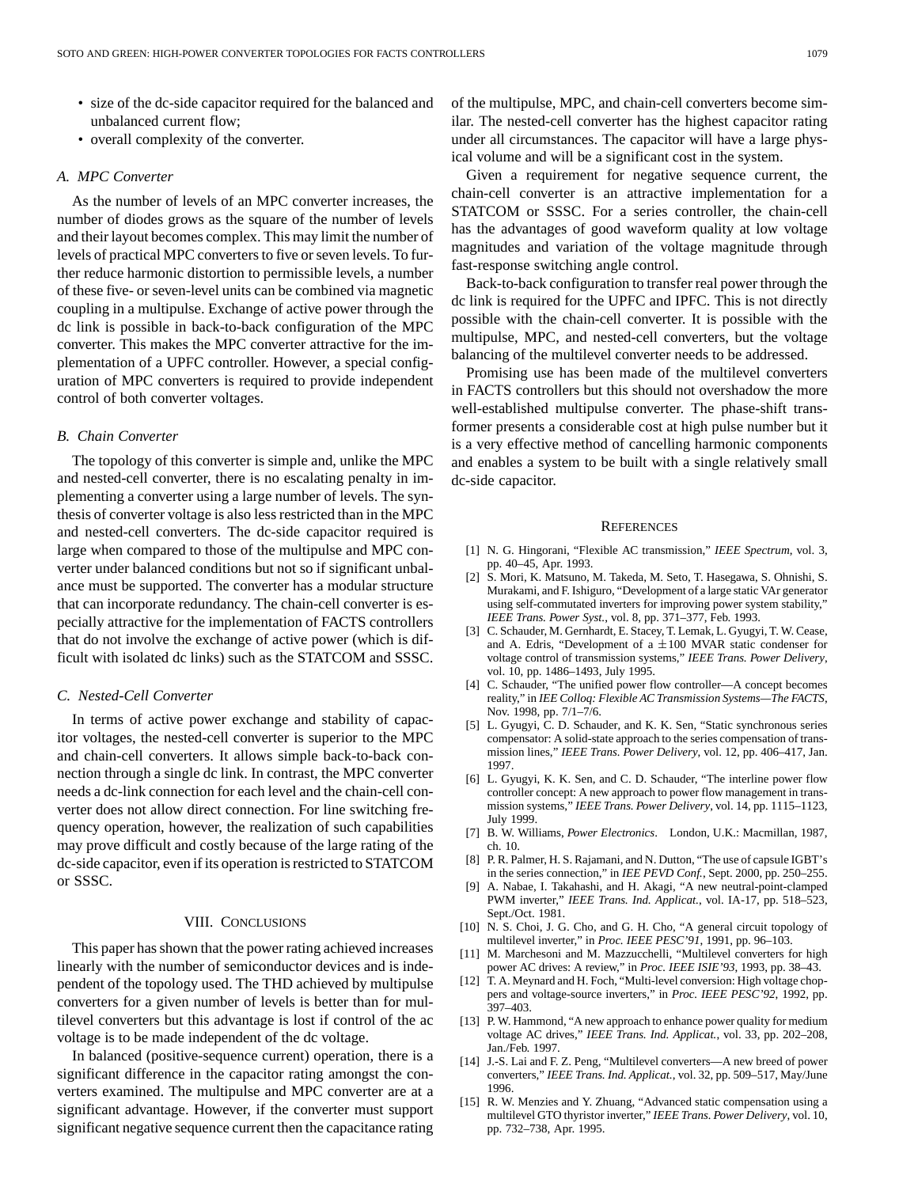- size of the dc-side capacitor required for the balanced and unbalanced current flow;
- overall complexity of the converter.

### A. MPC Converter

As the number of levels of an MPC converter increases, the number of diodes grows as the square of the number of levels and their layout becomes complex. This may limit the number of levels of practical MPC converters to five or seven levels. To further reduce harmonic distortion to permissible levels, a number of these five- or seven-level units can be combined via magnetic coupling in a multipulse. Exchange of active power through the dc link is possible in back-to-back configuration of the MPC converter. This makes the MPC converter attractive for the implementation of a UPFC controller. However, a special configuration of MPC converters is required to provide independent control of both converter voltages.

### B. Chain Converter

The topology of this converter is simple and, unlike the MPC and nested-cell converter, there is no escalating penalty in implementing a converter using a large number of levels. The synthesis of converter voltage is also less restricted than in the MPC and nested-cell converters. The dc-side capacitor required is large when compared to those of the multipulse and MPC converter under balanced conditions but not so if significant unbalance must be supported. The converter has a modular structure that can incorporate redundancy. The chain-cell converter is especially attractive for the implementation of FACTS controllers that do not involve the exchange of active power (which is difficult with isolated dc links) such as the STATCOM and SSSC.

### C. Nested-Cell Converter

In terms of active power exchange and stability of capacitor voltages, the nested-cell converter is superior to the MPC and chain-cell converters. It allows simple back-to-back connection through a single dc link. In contrast, the MPC converter needs a dc-link connection for each level and the chain-cell converter does not allow direct connection. For line switching frequency operation, however, the realization of such capabilities may prove difficult and costly because of the large rating of the dc-side capacitor, even if its operation is restricted to STATCOM or SSSC.

## VIII. Conclusions

This paper has shown that the power rating achieved increases linearly with the number of semiconductor devices and is independent of the topology used. The THD achieved by multipulse converters for a given number of levels is better than for multilevel converters but this advantage is lost if control of the ac voltage is to be made independent of the dc voltage.

In balanced (positive-sequence current) operation, there is a significant difference in the capacitor rating amongst the converters examined. The multipulse and MPC converter are at a significant advantage. However, if the converter must support significant negative sequence current then the capacitance rating of the multipulse, MPC, and chain-cell converters become similar. The nested-cell converter has the highest capacitor rating under all circumstances. The capacitor will have a large physical volume and will be a significant cost in the system.

Given a requirement for negative sequence current, the chain-cell converter is an attractive implementation for a STATCOM or SSSC. For a series controller, the chain-cell has the advantages of good waveform quality at low voltage magnitudes and variation of the voltage magnitude through fast-response switching angle control.

Back-to-back configuration to transfer real power through the dc link is required for the UPFC and IPFC. This is not directly possible with the chain-cell converter. It is possible with the multipulse, MPC, and nested-cell converters, but the voltage balancing of the multilevel converter needs to be addressed.

Promising use has been made of the multilevel converters in FACTS controllers but this should not overshadow the more well-established multipulse converter. The phase-shift transformer presents a considerable cost at high pulse number but it is a very effective method of cancelling harmonic components and enables a system to be built with a single relatively small dc-side capacitor.

## References

[1] N. G. Hingorani, "Flexible AC transmission," *IEEE Spectrum*, vol. 3, pp. 40–45, Apr. 1993.

[2] S. Mori, K. Matsuno, M. Takeda, M. Seto, T. Hasegawa, S. Ohnishi, S. Murakami, and F. Ishiguro, "Development of a large static VAr generator using self-commutated inverters for improving power system stability," *IEEE Trans. Power Syst.*, vol. 8, pp. 371–377, Feb. 1993.

[3] C. Schauder, M. Gernhardt, E. Stacey, T. Lemak, L. Gyugyi, T. W. Cease, and A. Edris, "Development of a ±100 MVAR static condenser for voltage control of transmission systems," *IEEE Trans. Power Delivery*, vol. 10, pp. 1486–1493, July 1995.

[4] C. Schauder, "The unified power flow controller—A concept becomes reality," in *IEE Colloq: Flexible AC Transmission Systems—The FACTS*, Nov. 1998, pp. 7/1–7/6.

[5] L. Gyugyi, C. D. Schauder, and K. K. Sen, "Static synchronous series compensator: A solid-state approach to the series compensation of transmission lines," *IEEE Trans. Power Delivery*, vol. 12, pp. 406–417, Jan. 1997.

[6] L. Gyugyi, K. K. Sen, and C. D. Schauder, "The interline power flow controller concept: A new approach to power flow management in transmission systems," *IEEE Trans. Power Delivery*, vol. 14, pp. 1115–1123, July 1999.

[7] B. W. Williams, *Power Electronics*. London, U.K.: Macmillan, 1987, ch. 10.

[8] P. R. Palmer, H. S. Rajamani, and N. Dutton, "The use of capsule IGBT's in the series connection," in *IEE PEVD Conf.*, Sept. 2000, pp. 250–255.

[9] A. Nabae, I. Takahashi, and H. Akagi, "A new neutral-point-clamped PWM inverter," *IEEE Trans. Ind. Applicat.*, vol. IA-17, pp. 518–523, Sept./Oct. 1981.

[10] N. S. Choi, J. G. Cho, and G. H. Cho, "A general circuit topology of multilevel inverter," in *Proc. IEEE PESC'91*, 1991, pp. 96–103.

[11] M. Marchesoni and M. Mazzucchelli, "Multilevel converters for high power AC drives: A review," in *Proc. IEEE ISIE'93*, 1993, pp. 38–43.

[12] T. A. Meynard and H. Foch, "Multi-level conversion: High voltage choppers and voltage-source inverters," in *Proc. IEEE PESC'92*, 1992, pp. 397–403.

[13] P. W. Hammond, "A new approach to enhance power quality for medium voltage AC drives," *IEEE Trans. Ind. Applicat.*, vol. 33, pp. 202–208, Jan./Feb. 1997.

[14] J.-S. Lai and F. Z. Peng, "Multilevel converters—A new breed of power converters," *IEEE Trans. Ind. Applicat.*, vol. 32, pp. 509–517, May/June 1996.

[15] R. W. Menzies and Y. Zhuang, "Advanced static compensation using a multilevel GTO thyristor inverter," *IEEE Trans. Power Delivery*, vol. 10, pp. 732–738, Apr. 1995.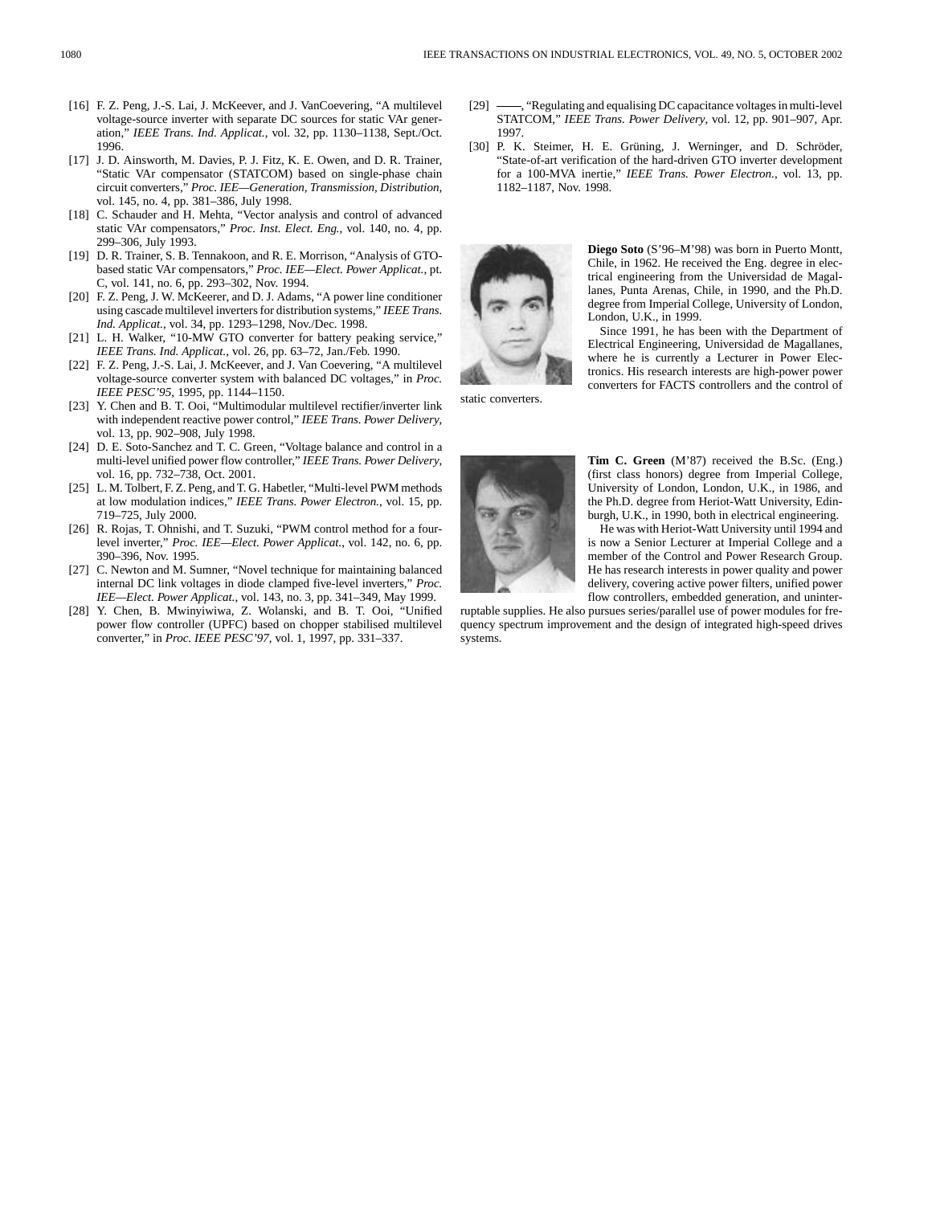[16] F. Z. Peng, J.-S. Lai, J. McKeever, and J. VanCoevering, "A multilevel voltage-source inverter with separate DC sources for static VAr generation," *IEEE Trans. Ind. Applicat.*, vol. 32, pp. 1130–1138, Sept./Oct. 1996.

[17] J. D. Ainsworth, M. Davies, P. J. Fitz, K. E. Owen, and D. R. Trainer, "Static VAr compensator (STATCOM) based on single-phase chain circuit converters," *Proc. IEE—Generation, Transmission, Distribution*, vol. 145, no. 4, pp. 381–386, July 1998.

[18] C. Schauder and H. Mehta, "Vector analysis and control of advanced static VAr compensators," *Proc. Inst. Elect. Eng.*, vol. 140, no. 4, pp. 299–306, July 1993.

[19] D. R. Trainer, S. B. Tennakoon, and R. E. Morrison, "Analysis of GTO-based static VAr compensators," *Proc. IEE—Elect. Power Applicat.*, pt. C, vol. 141, no. 6, pp. 293–302, Nov. 1994.

[20] F. Z. Peng, J. W. McKeerer, and D. J. Adams, "A power line conditioner using cascade multilevel inverters for distribution systems," *IEEE Trans. Ind. Applicat.*, vol. 34, pp. 1293–1298, Nov./Dec. 1998.

[21] L. H. Walker, "10-MW GTO converter for battery peaking service," *IEEE Trans. Ind. Applicat.*, vol. 26, pp. 63–72, Jan./Feb. 1990.

[22] F. Z. Peng, J.-S. Lai, J. McKeever, and J. Van Coevering, "A multilevel voltage-source converter system with balanced DC voltages," in *Proc. IEEE PESC'95*, 1995, pp. 1144–1150.

[23] Y. Chen and B. T. Ooi, "Multimodular multilevel rectifier/inverter link with independent reactive power control," *IEEE Trans. Power Delivery*, vol. 13, pp. 902–908, July 1998.

[24] D. E. Soto-Sanchez and T. C. Green, "Voltage balance and control in a multi-level unified power flow controller," *IEEE Trans. Power Delivery*, vol. 16, pp. 732–738, Oct. 2001.

[25] L. M. Tolbert, F. Z. Peng, and T. G. Habetler, "Multi-level PWM methods at low modulation indices," *IEEE Trans. Power Electron.*, vol. 15, pp. 719–725, July 2000.

[26] R. Rojas, T. Ohnishi, and T. Suzuki, "PWM control method for a four-level inverter," *Proc. IEE—Elect. Power Applicat.*, vol. 142, no. 6, pp. 390–396, Nov. 1995.

[27] C. Newton and M. Sumner, "Novel technique for maintaining balanced internal DC link voltages in diode clamped five-level inverters," *Proc. IEE—Elect. Power Applicat.*, vol. 143, no. 3, pp. 341–349, May 1999.

[28] Y. Chen, B. Mwinyiwiwa, Z. Wolanski, and B. T. Ooi, "Unified power flow controller (UPFC) based on chopper stabilised multilevel converter," in *Proc. IEEE PESC'97*, vol. 1, 1997, pp. 331–337.

[29] ——, "Regulating and equalising DC capacitance voltages in multi-level STATCOM," *IEEE Trans. Power Delivery*, vol. 12, pp. 901–907, Apr. 1997.

[30] P. K. Steimer, H. E. Grüning, J. Werninger, and D. Schröder, "State-of-art verification of the hard-driven GTO inverter development for a 100-MVA inertie," *IEEE Trans. Power Electron.*, vol. 13, pp. 1182–1187, Nov. 1998.

**Diego Soto** (S'96–M'98) was born in Puerto Montt, Chile, in 1962. He received the Eng. degree in electrical engineering from the Universidad de Magallanes, Punta Arenas, Chile, in 1990, and the Ph.D. degree from Imperial College, University of London, London, U.K., in 1999.

Since 1991, he has been with the Department of Electrical Engineering, Universidad de Magallanes, where he is currently a Lecturer in Power Electronics. His research interests are high-power power converters for FACTS controllers and the control of static converters.

**Tim C. Green** (M'87) received the B.Sc. (Eng.) (first class honors) degree from Imperial College, University of London, London, U.K., in 1986, and the Ph.D. degree from Heriot-Watt University, Edinburgh, U.K., in 1990, both in electrical engineering.

He was with Heriot-Watt University until 1994 and is now a Senior Lecturer at Imperial College and a member of the Control and Power Research Group. He has research interests in power quality and power delivery, covering active power filters, unified power flow controllers, embedded generation, and uninterruptable supplies. He also pursues series/parallel use of power modules for frequency spectrum improvement and the design of integrated high-speed drives systems.